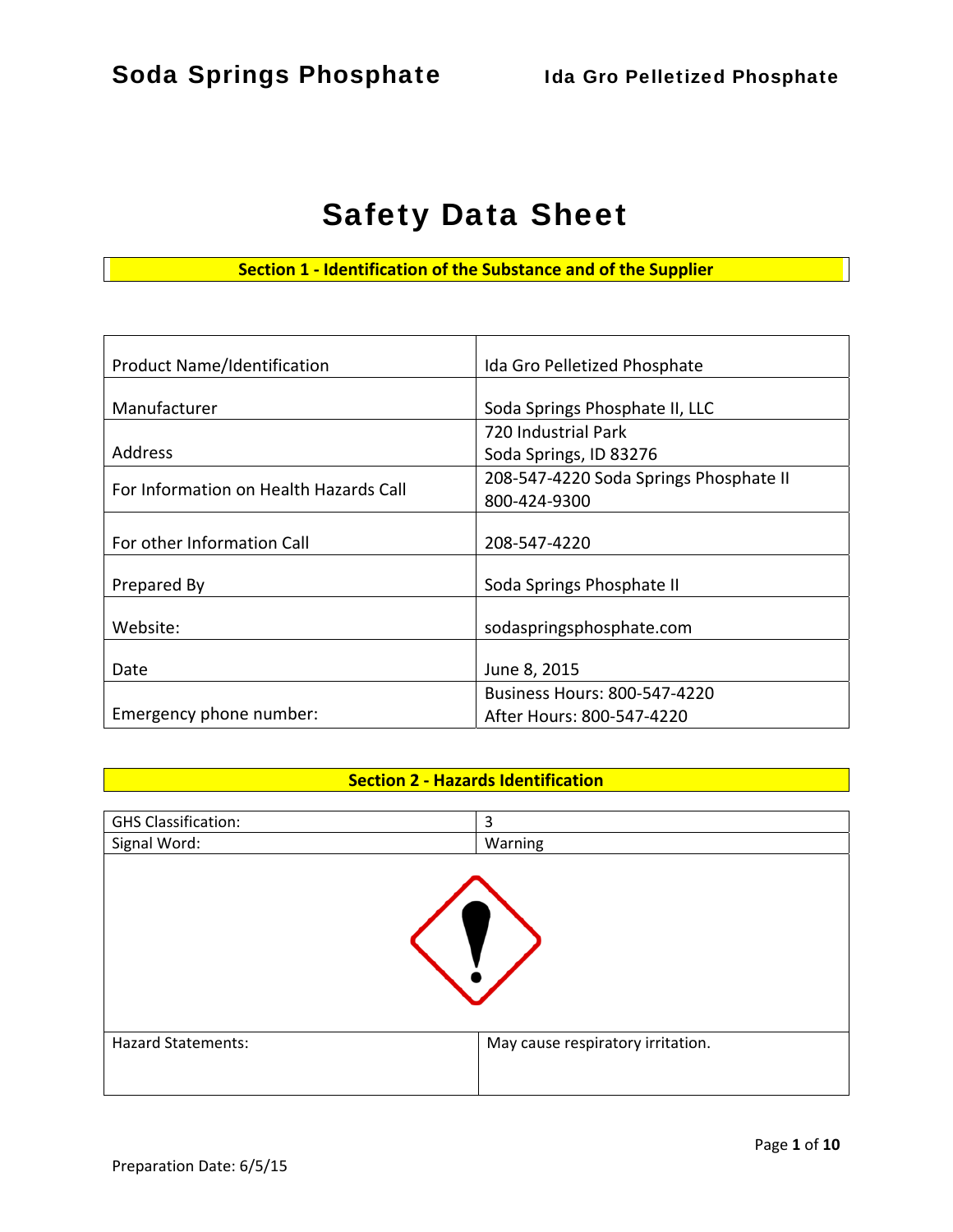# Safety Data Sheet

## Section 1 - Identification of the Substance and of the Supplier

| | |
|---|---|
| Product Name/Identification | Ida Gro Pelletized Phosphate |
| Manufacturer | Soda Springs Phosphate II, LLC |
| Address | 720 Industrial Park<br>Soda Springs, ID 83276 |
| For Information on Health Hazards Call | 208-547-4220 Soda Springs Phosphate II<br>800-424-9300 |
| For other Information Call | 208-547-4220 |
| Prepared By | Soda Springs Phosphate II |
| Website: | sodaspringsphosphate.com |
| Date | June 8, 2015 |
| Emergency phone number: | Business Hours: 800-547-4220<br>After Hours: 800-547-4220 |

## Section 2 - Hazards Identification

| | |
|---|---|
| GHS Classification: | 3 |
| Signal Word: | Warning |
| Hazard Statements: | May cause respiratory irritation. |

Preparation Date: 6/5/15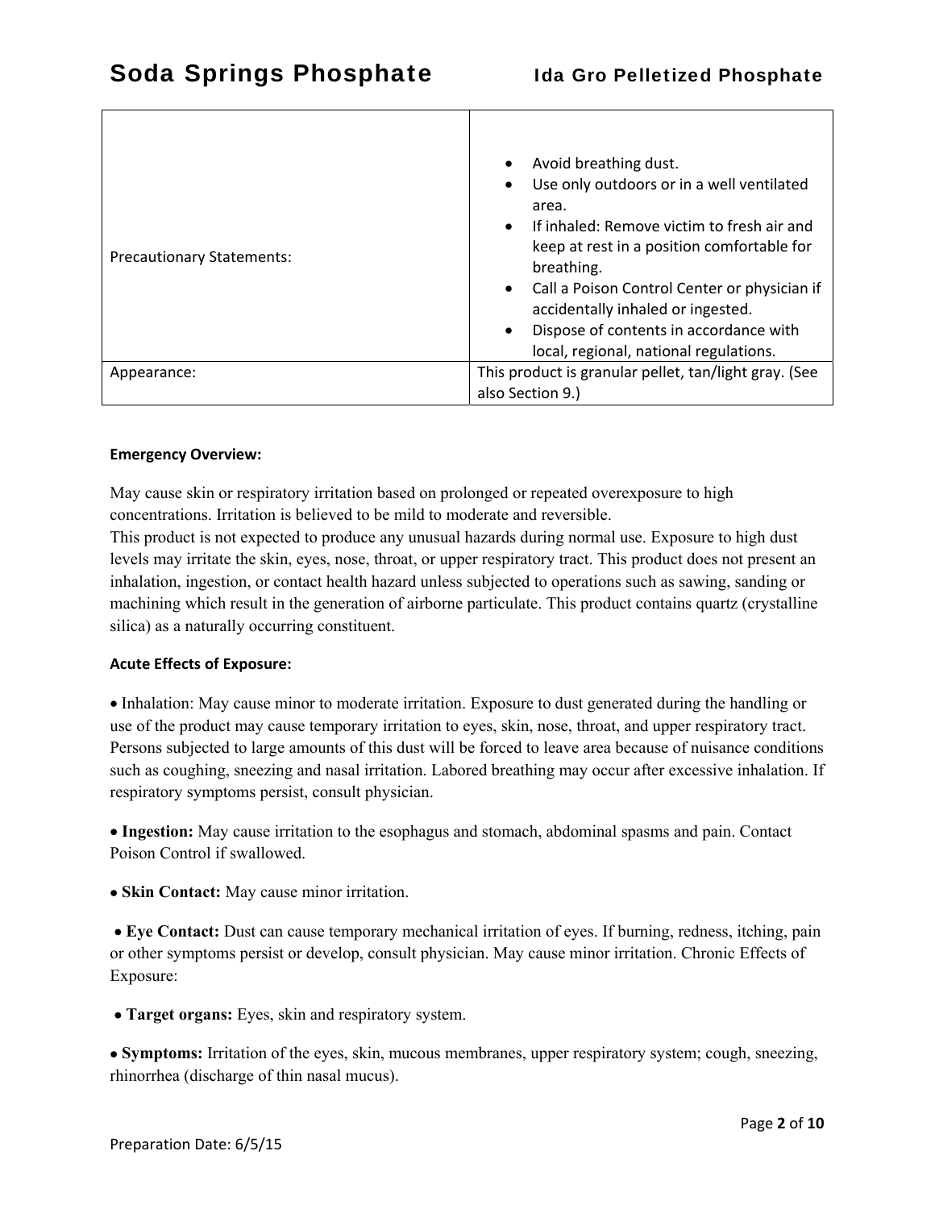| Precautionary Statements: | <ul><li>Avoid breathing dust.</li><li>Use only outdoors or in a well ventilated area.</li><li>If inhaled: Remove victim to fresh air and keep at rest in a position comfortable for breathing.</li><li>Call a Poison Control Center or physician if accidentally inhaled or ingested.</li><li>Dispose of contents in accordance with local, regional, national regulations.</li></ul> |
|---|---|
| Appearance: | This product is granular pellet, tan/light gray. (See also Section 9.) |

**Emergency Overview:**

May cause skin or respiratory irritation based on prolonged or repeated overexposure to high concentrations. Irritation is believed to be mild to moderate and reversible.
This product is not expected to produce any unusual hazards during normal use. Exposure to high dust levels may irritate the skin, eyes, nose, throat, or upper respiratory tract. This product does not present an inhalation, ingestion, or contact health hazard unless subjected to operations such as sawing, sanding or machining which result in the generation of airborne particulate. This product contains quartz (crystalline silica) as a naturally occurring constituent.

**Acute Effects of Exposure:**

- Inhalation: May cause minor to moderate irritation. Exposure to dust generated during the handling or use of the product may cause temporary irritation to eyes, skin, nose, throat, and upper respiratory tract. Persons subjected to large amounts of this dust will be forced to leave area because of nuisance conditions such as coughing, sneezing and nasal irritation. Labored breathing may occur after excessive inhalation. If respiratory symptoms persist, consult physician.

- **Ingestion:** May cause irritation to the esophagus and stomach, abdominal spasms and pain. Contact Poison Control if swallowed.

- **Skin Contact:** May cause minor irritation.

- **Eye Contact:** Dust can cause temporary mechanical irritation of eyes. If burning, redness, itching, pain or other symptoms persist or develop, consult physician. May cause minor irritation. Chronic Effects of Exposure:

- **Target organs:** Eyes, skin and respiratory system.

- **Symptoms:** Irritation of the eyes, skin, mucous membranes, upper respiratory system; cough, sneezing, rhinorrhea (discharge of thin nasal mucus).

Preparation Date: 6/5/15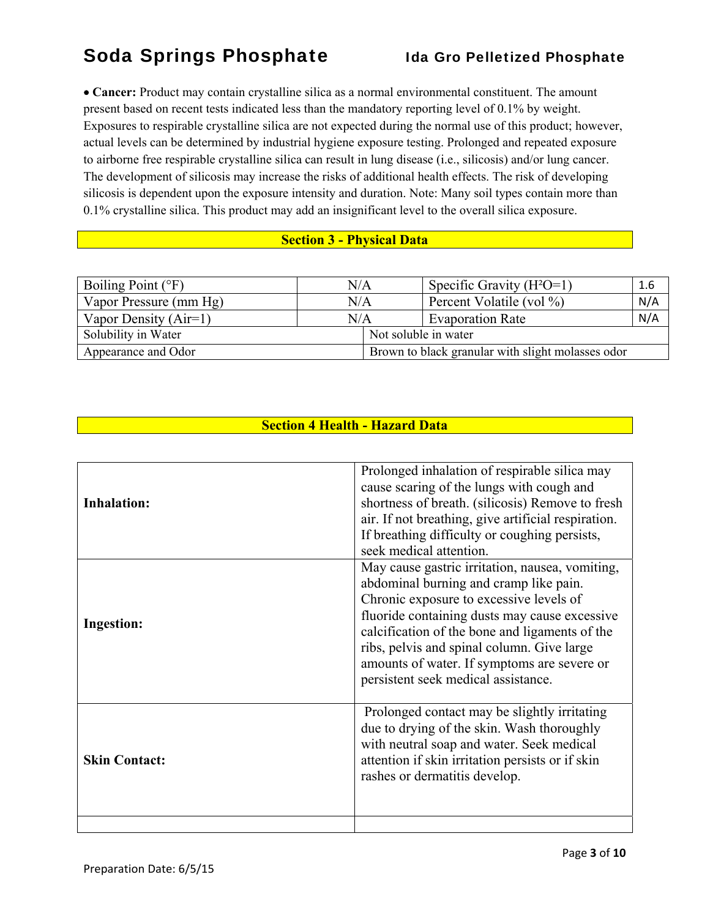- **Cancer:** Product may contain crystalline silica as a normal environmental constituent. The amount present based on recent tests indicated less than the mandatory reporting level of 0.1% by weight. Exposures to respirable crystalline silica are not expected during the normal use of this product; however, actual levels can be determined by industrial hygiene exposure testing. Prolonged and repeated exposure to airborne free respirable crystalline silica can result in lung disease (i.e., silicosis) and/or lung cancer. The development of silicosis may increase the risks of additional health effects. The risk of developing silicosis is dependent upon the exposure intensity and duration. Note: Many soil types contain more than 0.1% crystalline silica. This product may add an insignificant level to the overall silica exposure.

## Section 3 - Physical Data

| | | | |
|---|---|---|---|
| Boiling Point (°F) | N/A | Specific Gravity ($H^2O$=1) | 1.6 |
| Vapor Pressure (mm Hg) | N/A | Percent Volatile (vol %) | N/A |
| Vapor Density (Air=1) | N/A | Evaporation Rate | N/A |
| Solubility in Water | Not soluble in water | | |
| Appearance and Odor | Brown to black granular with slight molasses odor | | |

## Section 4 Health - Hazard Data

| | |
|---|---|
| **Inhalation:** | Prolonged inhalation of respirable silica may cause scaring of the lungs with cough and shortness of breath. (silicosis) Remove to fresh air. If not breathing, give artificial respiration. If breathing difficulty or coughing persists, seek medical attention. |
| **Ingestion:** | May cause gastric irritation, nausea, vomiting, abdominal burning and cramp like pain. Chronic exposure to excessive levels of fluoride containing dusts may cause excessive calcification of the bone and ligaments of the ribs, pelvis and spinal column. Give large amounts of water. If symptoms are severe or persistent seek medical assistance. |
| **Skin Contact:** | Prolonged contact may be slightly irritating due to drying of the skin. Wash thoroughly with neutral soap and water. Seek medical attention if skin irritation persists or if skin rashes or dermatitis develop. |
| | |

Preparation Date: 6/5/15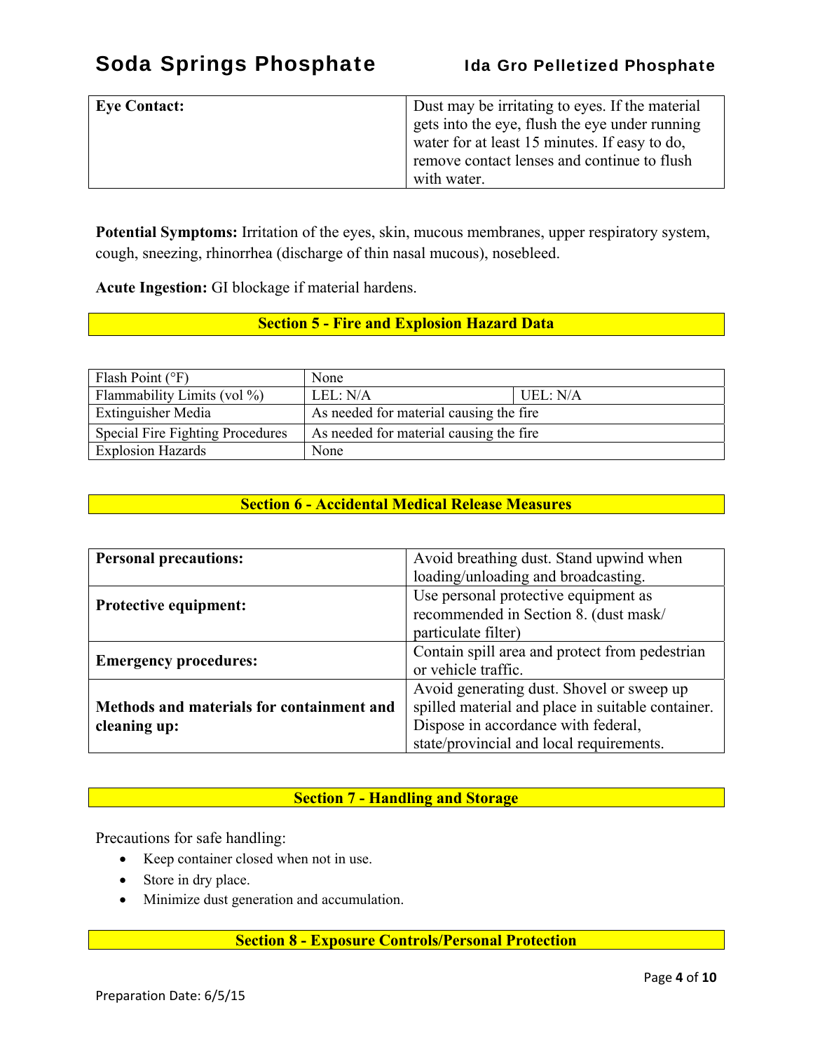| **Eye Contact:** | Dust may be irritating to eyes. If the material gets into the eye, flush the eye under running water for at least 15 minutes. If easy to do, remove contact lenses and continue to flush with water. |
|---|---|

**Potential Symptoms:** Irritation of the eyes, skin, mucous membranes, upper respiratory system, cough, sneezing, rhinorrhea (discharge of thin nasal mucous), nosebleed.

**Acute Ingestion:** GI blockage if material hardens.

## Section 5 - Fire and Explosion Hazard Data

| Flash Point (°F) | None | |
|---|---|---|
| Flammability Limits (vol %) | LEL: N/A | UEL: N/A |
| Extinguisher Media | As needed for material causing the fire | |
| Special Fire Fighting Procedures | As needed for material causing the fire | |
| Explosion Hazards | None | |

## Section 6 - Accidental Medical Release Measures

| **Personal precautions:** | Avoid breathing dust. Stand upwind when loading/unloading and broadcasting. |
|---|---|
| **Protective equipment:** | Use personal protective equipment as recommended in Section 8. (dust mask/ particulate filter) |
| **Emergency procedures:** | Contain spill area and protect from pedestrian or vehicle traffic. |
| **Methods and materials for containment and cleaning up:** | Avoid generating dust. Shovel or sweep up spilled material and place in suitable container. Dispose in accordance with federal, state/provincial and local requirements. |

## Section 7 - Handling and Storage

Precautions for safe handling:

- Keep container closed when not in use.
- Store in dry place.
- Minimize dust generation and accumulation.

## Section 8 - Exposure Controls/Personal Protection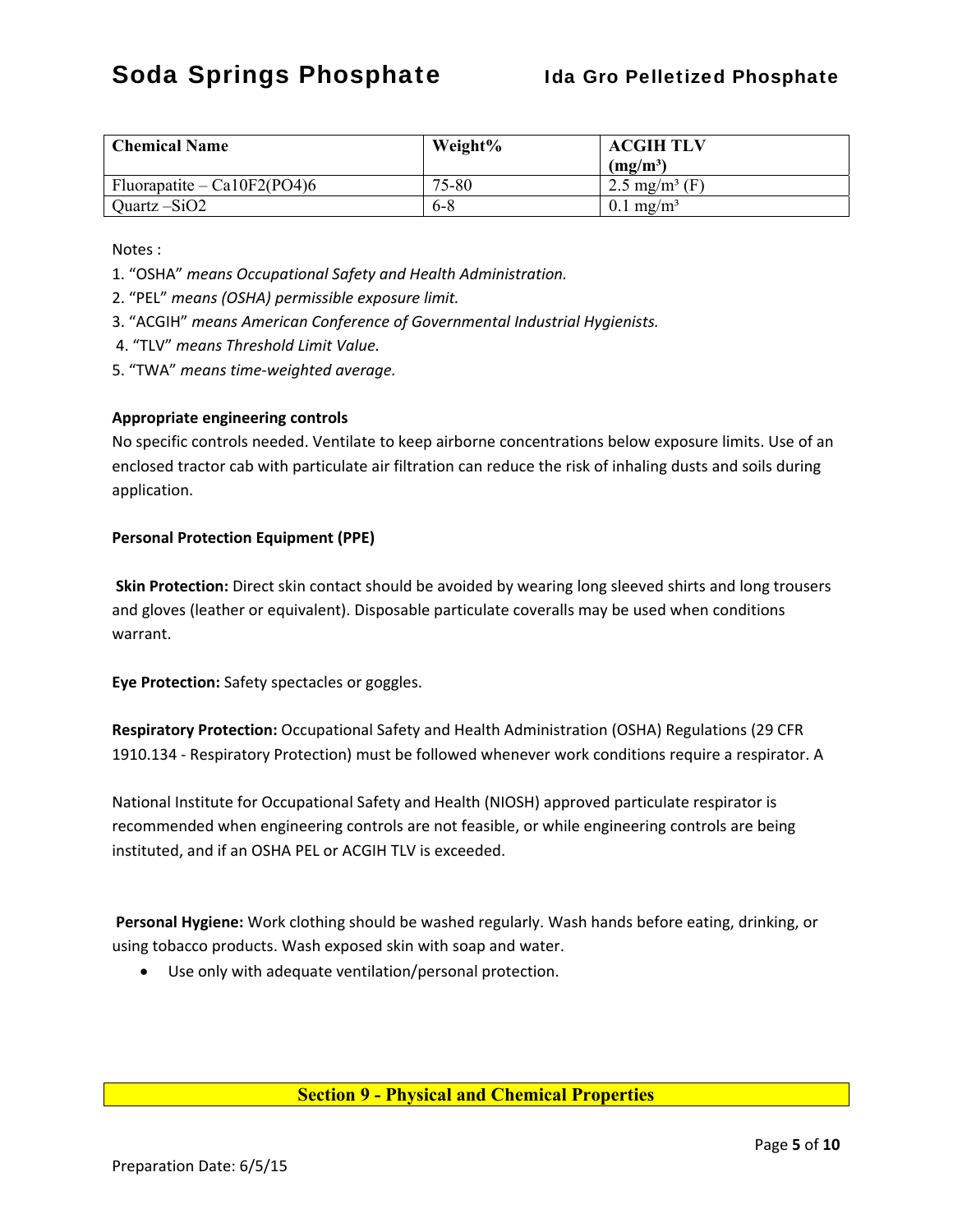| Chemical Name | Weight% | ACGIH TLV (mg/m³) |
|---|---|---|
| Fluorapatite – $Ca_{10}F_2(PO_4)_6$ | 75-80 | 2.5 mg/m³ (F) |
| Quartz – $SiO_2$ | 6-8 | 0.1 mg/m³ |

Notes :

1. "OSHA" *means Occupational Safety and Health Administration.*
2. "PEL" *means (OSHA) permissible exposure limit.*
3. "ACGIH" *means American Conference of Governmental Industrial Hygienists.*
4. "TLV" *means Threshold Limit Value.*
5. "TWA" *means time-weighted average.*

**Appropriate engineering controls**

No specific controls needed. Ventilate to keep airborne concentrations below exposure limits. Use of an enclosed tractor cab with particulate air filtration can reduce the risk of inhaling dusts and soils during application.

**Personal Protection Equipment (PPE)**

**Skin Protection:** Direct skin contact should be avoided by wearing long sleeved shirts and long trousers and gloves (leather or equivalent). Disposable particulate coveralls may be used when conditions warrant.

**Eye Protection:** Safety spectacles or goggles.

**Respiratory Protection:** Occupational Safety and Health Administration (OSHA) Regulations (29 CFR 1910.134 - Respiratory Protection) must be followed whenever work conditions require a respirator. A

National Institute for Occupational Safety and Health (NIOSH) approved particulate respirator is recommended when engineering controls are not feasible, or while engineering controls are being instituted, and if an OSHA PEL or ACGIH TLV is exceeded.

**Personal Hygiene:** Work clothing should be washed regularly. Wash hands before eating, drinking, or using tobacco products. Wash exposed skin with soap and water.

- Use only with adequate ventilation/personal protection.

## Section 9 - Physical and Chemical Properties

Preparation Date: 6/5/15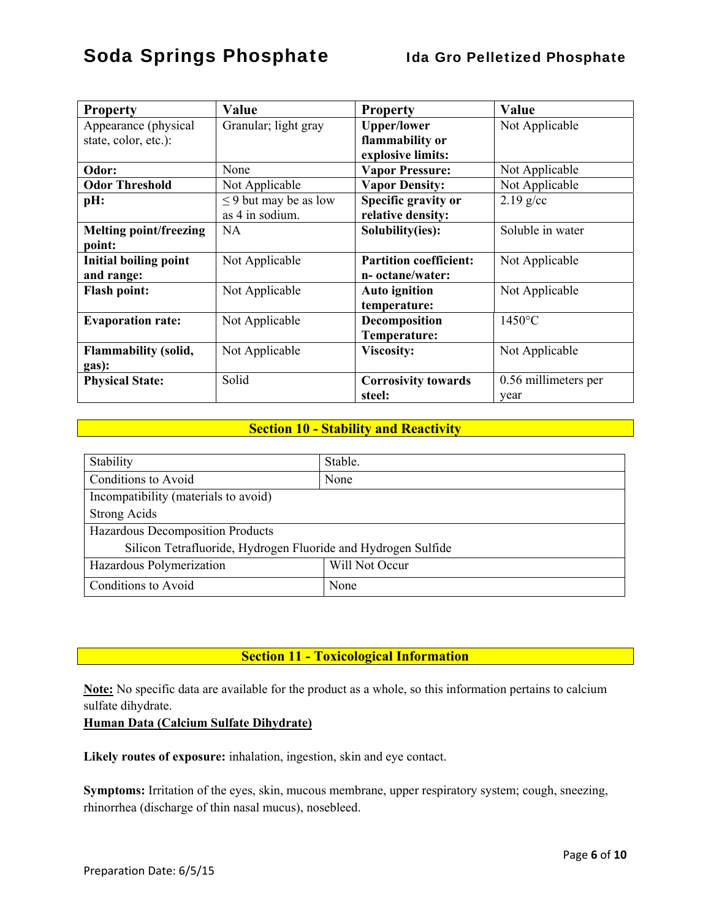| Property | Value | Property | Value |
|---|---|---|---|
| Appearance (physical state, color, etc.): | Granular; light gray | **Upper/lower flammability or explosive limits:** | Not Applicable |
| **Odor:** | None | **Vapor Pressure:** | Not Applicable |
| **Odor Threshold** | Not Applicable | **Vapor Density:** | Not Applicable |
| **pH:** | ≤ 9 but may be as low as 4 in sodium. | **Specific gravity or relative density:** | 2.19 g/cc |
| **Melting point/freezing point:** | NA | **Solubility(ies):** | Soluble in water |
| **Initial boiling point and range:** | Not Applicable | **Partition coefficient: n- octane/water:** | Not Applicable |
| **Flash point:** | Not Applicable | **Auto ignition temperature:** | Not Applicable |
| **Evaporation rate:** | Not Applicable | **Decomposition Temperature:** | 1450°C |
| **Flammability (solid, gas):** | Not Applicable | **Viscosity:** | Not Applicable |
| **Physical State:** | Solid | **Corrosivity towards steel:** | 0.56 millimeters per year |

## Section 10 - Stability and Reactivity

| | |
|---|---|
| Stability | Stable. |
| Conditions to Avoid | None |
| Incompatibility (materials to avoid) | |
| Strong Acids | |
| Hazardous Decomposition Products | |
| Silicon Tetrafluoride, Hydrogen Fluoride and Hydrogen Sulfide | |
| Hazardous Polymerization | Will Not Occur |
| Conditions to Avoid | None |

## Section 11 - Toxicological Information

**Note:** No specific data are available for the product as a whole, so this information pertains to calcium sulfate dihydrate.

**Human Data (Calcium Sulfate Dihydrate)**

**Likely routes of exposure:** inhalation, ingestion, skin and eye contact.

**Symptoms:** Irritation of the eyes, skin, mucous membrane, upper respiratory system; cough, sneezing, rhinorrhea (discharge of thin nasal mucus), nosebleed.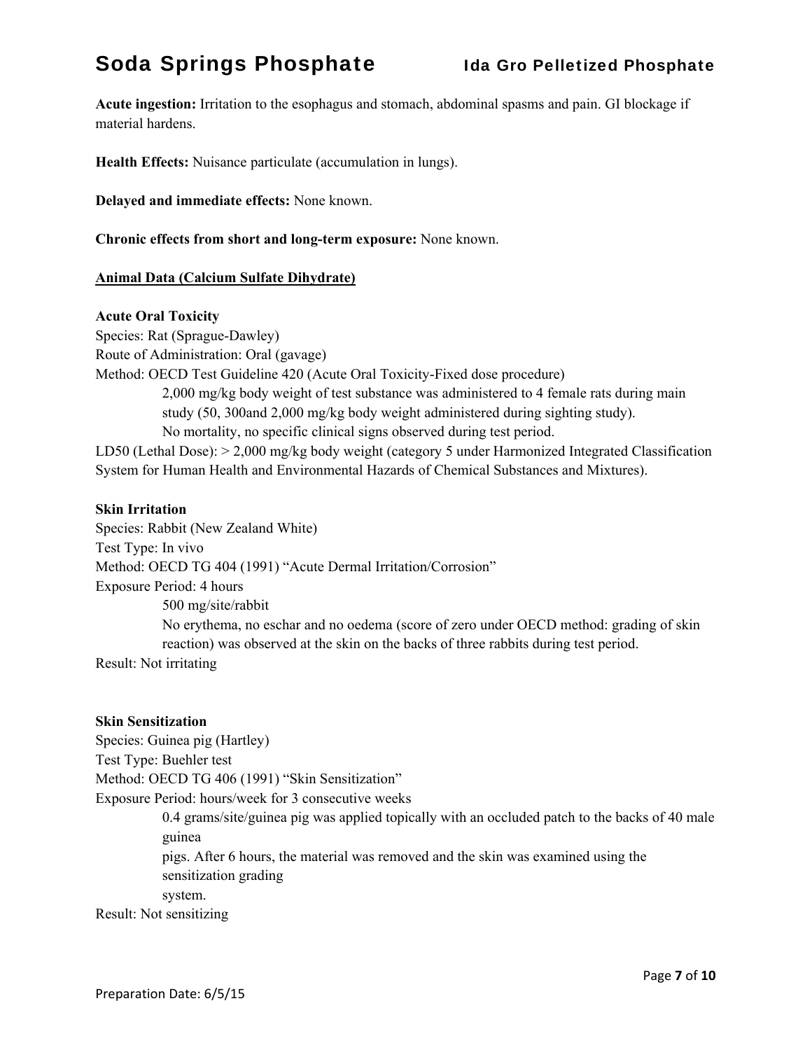**Acute ingestion:** Irritation to the esophagus and stomach, abdominal spasms and pain. GI blockage if material hardens.

**Health Effects:** Nuisance particulate (accumulation in lungs).

**Delayed and immediate effects:** None known.

**Chronic effects from short and long-term exposure:** None known.

**Animal Data (Calcium Sulfate Dihydrate)**

**Acute Oral Toxicity**

Species: Rat (Sprague-Dawley)
Route of Administration: Oral (gavage)
Method: OECD Test Guideline 420 (Acute Oral Toxicity-Fixed dose procedure)

> 2,000 mg/kg body weight of test substance was administered to 4 female rats during main study (50, 300and 2,000 mg/kg body weight administered during sighting study).
> No mortality, no specific clinical signs observed during test period.

LD50 (Lethal Dose): > 2,000 mg/kg body weight (category 5 under Harmonized Integrated Classification System for Human Health and Environmental Hazards of Chemical Substances and Mixtures).

**Skin Irritation**

Species: Rabbit (New Zealand White)
Test Type: In vivo
Method: OECD TG 404 (1991) "Acute Dermal Irritation/Corrosion"
Exposure Period: 4 hours

> 500 mg/site/rabbit
> No erythema, no eschar and no oedema (score of zero under OECD method: grading of skin reaction) was observed at the skin on the backs of three rabbits during test period.

Result: Not irritating

**Skin Sensitization**

Species: Guinea pig (Hartley)
Test Type: Buehler test
Method: OECD TG 406 (1991) "Skin Sensitization"
Exposure Period: hours/week for 3 consecutive weeks

> 0.4 grams/site/guinea pig was applied topically with an occluded patch to the backs of 40 male guinea pigs. After 6 hours, the material was removed and the skin was examined using the sensitization grading system.

Result: Not sensitizing

Preparation Date: 6/5/15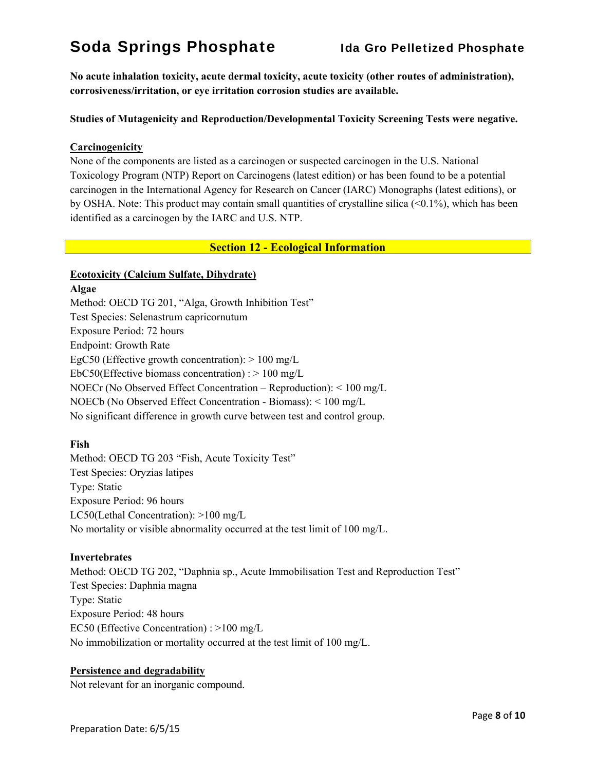**No acute inhalation toxicity, acute dermal toxicity, acute toxicity (other routes of administration), corrosiveness/irritation, or eye irritation corrosion studies are available.**

**Studies of Mutagenicity and Reproduction/Developmental Toxicity Screening Tests were negative.**

**Carcinogenicity**

None of the components are listed as a carcinogen or suspected carcinogen in the U.S. National Toxicology Program (NTP) Report on Carcinogens (latest edition) or has been found to be a potential carcinogen in the International Agency for Research on Cancer (IARC) Monographs (latest editions), or by OSHA. Note: This product may contain small quantities of crystalline silica (<0.1%), which has been identified as a carcinogen by the IARC and U.S. NTP.

## Section 12 - Ecological Information

**Ecotoxicity (Calcium Sulfate, Dihydrate)**

**Algae**

Method: OECD TG 201, "Alga, Growth Inhibition Test"
Test Species: Selenastrum capricornutum
Exposure Period: 72 hours
Endpoint: Growth Rate
EgC50 (Effective growth concentration): > 100 mg/L
EbC50(Effective biomass concentration) : > 100 mg/L
NOECr (No Observed Effect Concentration – Reproduction): < 100 mg/L
NOECb (No Observed Effect Concentration - Biomass): < 100 mg/L
No significant difference in growth curve between test and control group.

**Fish**

Method: OECD TG 203 "Fish, Acute Toxicity Test"
Test Species: Oryzias latipes
Type: Static
Exposure Period: 96 hours
LC50(Lethal Concentration): >100 mg/L
No mortality or visible abnormality occurred at the test limit of 100 mg/L.

**Invertebrates**

Method: OECD TG 202, "Daphnia sp., Acute Immobilisation Test and Reproduction Test"
Test Species: Daphnia magna
Type: Static
Exposure Period: 48 hours
EC50 (Effective Concentration) : >100 mg/L
No immobilization or mortality occurred at the test limit of 100 mg/L.

**Persistence and degradability**

Not relevant for an inorganic compound.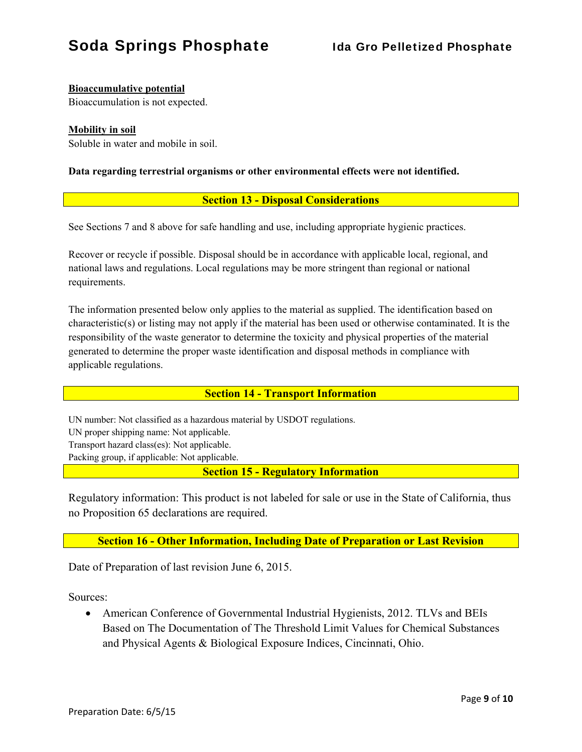**Bioaccumulative potential**

Bioaccumulation is not expected.

**Mobility in soil**

Soluble in water and mobile in soil.

**Data regarding terrestrial organisms or other environmental effects were not identified.**

## Section 13 - Disposal Considerations

See Sections 7 and 8 above for safe handling and use, including appropriate hygienic practices.

Recover or recycle if possible. Disposal should be in accordance with applicable local, regional, and national laws and regulations. Local regulations may be more stringent than regional or national requirements.

The information presented below only applies to the material as supplied. The identification based on characteristic(s) or listing may not apply if the material has been used or otherwise contaminated. It is the responsibility of the waste generator to determine the toxicity and physical properties of the material generated to determine the proper waste identification and disposal methods in compliance with applicable regulations.

## Section 14 - Transport Information

UN number: Not classified as a hazardous material by USDOT regulations.
UN proper shipping name: Not applicable.
Transport hazard class(es): Not applicable.
Packing group, if applicable: Not applicable.

## Section 15 - Regulatory Information

Regulatory information: This product is not labeled for sale or use in the State of California, thus no Proposition 65 declarations are required.

## Section 16 - Other Information, Including Date of Preparation or Last Revision

Date of Preparation of last revision June 6, 2015.

Sources:

- American Conference of Governmental Industrial Hygienists, 2012. TLVs and BEIs Based on The Documentation of The Threshold Limit Values for Chemical Substances and Physical Agents & Biological Exposure Indices, Cincinnati, Ohio.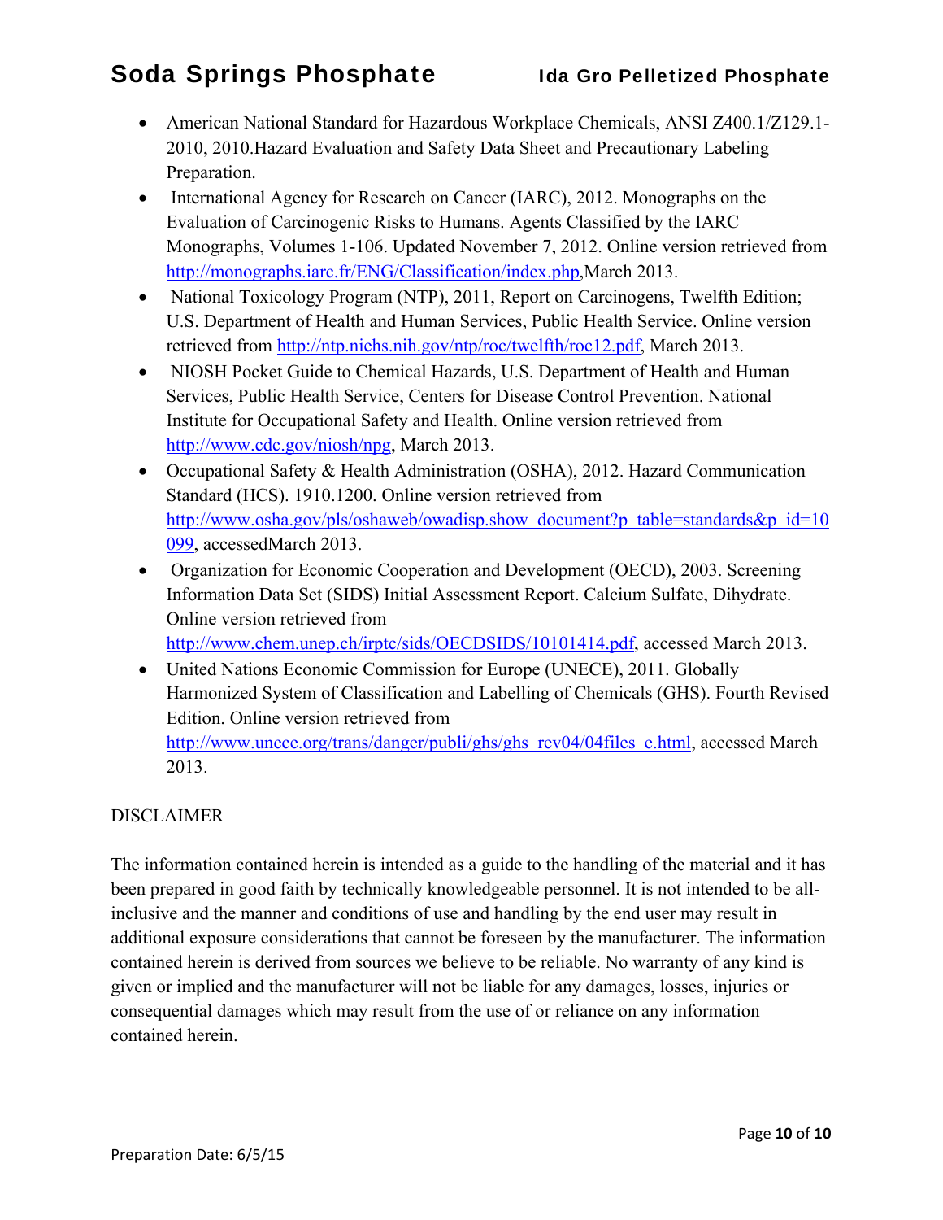- American National Standard for Hazardous Workplace Chemicals, ANSI Z400.1/Z129.1-2010, 2010.Hazard Evaluation and Safety Data Sheet and Precautionary Labeling Preparation.
- International Agency for Research on Cancer (IARC), 2012. Monographs on the Evaluation of Carcinogenic Risks to Humans. Agents Classified by the IARC Monographs, Volumes 1-106. Updated November 7, 2012. Online version retrieved from http://monographs.iarc.fr/ENG/Classification/index.php,March 2013.
- National Toxicology Program (NTP), 2011, Report on Carcinogens, Twelfth Edition; U.S. Department of Health and Human Services, Public Health Service. Online version retrieved from http://ntp.niehs.nih.gov/ntp/roc/twelfth/roc12.pdf, March 2013.
- NIOSH Pocket Guide to Chemical Hazards, U.S. Department of Health and Human Services, Public Health Service, Centers for Disease Control Prevention. National Institute for Occupational Safety and Health. Online version retrieved from http://www.cdc.gov/niosh/npg, March 2013.
- Occupational Safety & Health Administration (OSHA), 2012. Hazard Communication Standard (HCS). 1910.1200. Online version retrieved from http://www.osha.gov/pls/oshaweb/owadisp.show_document?p_table=standards&p_id=10099, accessedMarch 2013.
- Organization for Economic Cooperation and Development (OECD), 2003. Screening Information Data Set (SIDS) Initial Assessment Report. Calcium Sulfate, Dihydrate. Online version retrieved from http://www.chem.unep.ch/irptc/sids/OECDSIDS/10101414.pdf, accessed March 2013.
- United Nations Economic Commission for Europe (UNECE), 2011. Globally Harmonized System of Classification and Labelling of Chemicals (GHS). Fourth Revised Edition. Online version retrieved from http://www.unece.org/trans/danger/publi/ghs/ghs_rev04/04files_e.html, accessed March 2013.

DISCLAIMER

The information contained herein is intended as a guide to the handling of the material and it has been prepared in good faith by technically knowledgeable personnel. It is not intended to be all-inclusive and the manner and conditions of use and handling by the end user may result in additional exposure considerations that cannot be foreseen by the manufacturer. The information contained herein is derived from sources we believe to be reliable. No warranty of any kind is given or implied and the manufacturer will not be liable for any damages, losses, injuries or consequential damages which may result from the use of or reliance on any information contained herein.

Preparation Date: 6/5/15